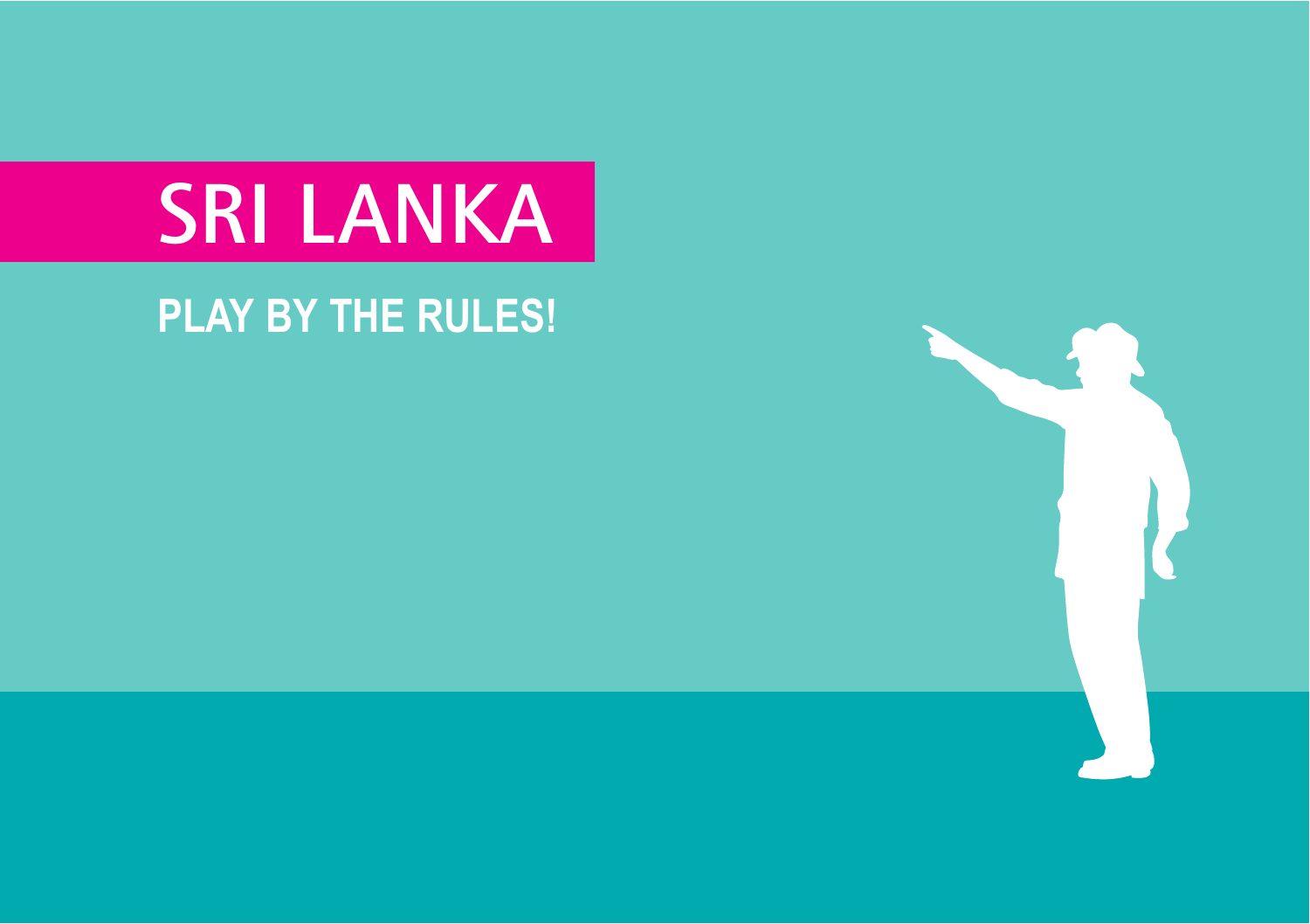# SRI LANKA

## PLAY BY THE RULES!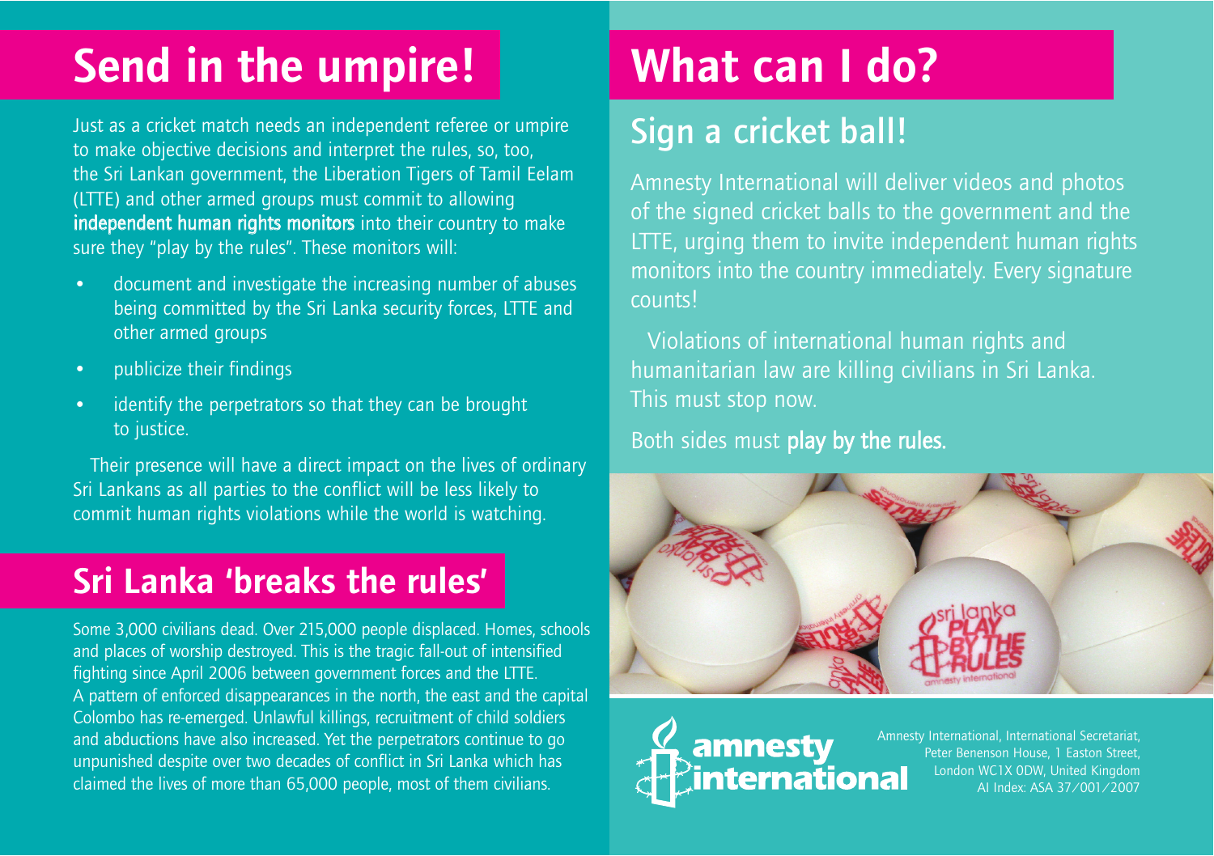# Send in the umpire!

Just as a cricket match needs an independent referee or umpire to make objective decisions and interpret the rules, so, too, the Sri Lankan government, the Liberation Tigers of Tamil Eelam (LTTE) and other armed groups must commit to allowing **independent human rights monitors** into their country to make sure they "play by the rules". These monitors will:

- document and investigate the increasing number of abuses being committed by the Sri Lanka security forces, LTTE and other armed groups
- publicize their findings
- identify the perpetrators so that they can be brought to justice.

Their presence will have a direct impact on the lives of ordinary Sri Lankans as all parties to the conflict will be less likely to commit human rights violations while the world is watching.

## Sri Lanka 'breaks the rules'

Some 3,000 civilians dead. Over 215,000 people displaced. Homes, schools and places of worship destroyed. This is the tragic fall-out of intensified fighting since April 2006 between government forces and the LTTE. A pattern of enforced disappearances in the north, the east and the capital Colombo has re-emerged. Unlawful killings, recruitment of child soldiers and abductions have also increased. Yet the perpetrators continue to go unpunished despite over two decades of conflict in Sri Lanka which has claimed the lives of more than 65,000 people, most of them civilians.

# What can I do?

## Sign a cricket ball!

Amnesty International will deliver videos and photos of the signed cricket balls to the government and the LTTE, urging them to invite independent human rights monitors into the country immediately. Every signature counts!

Violations of international human rights and humanitarian law are killing civilians in Sri Lanka. This must stop now.

Both sides must **play by the rules.**

amnesty international

Amnesty International, International Secretariat, Peter Benenson House, 1 Easton Street, London WC1X 0DW, United Kingdom
AI Index: ASA 37/001/2007